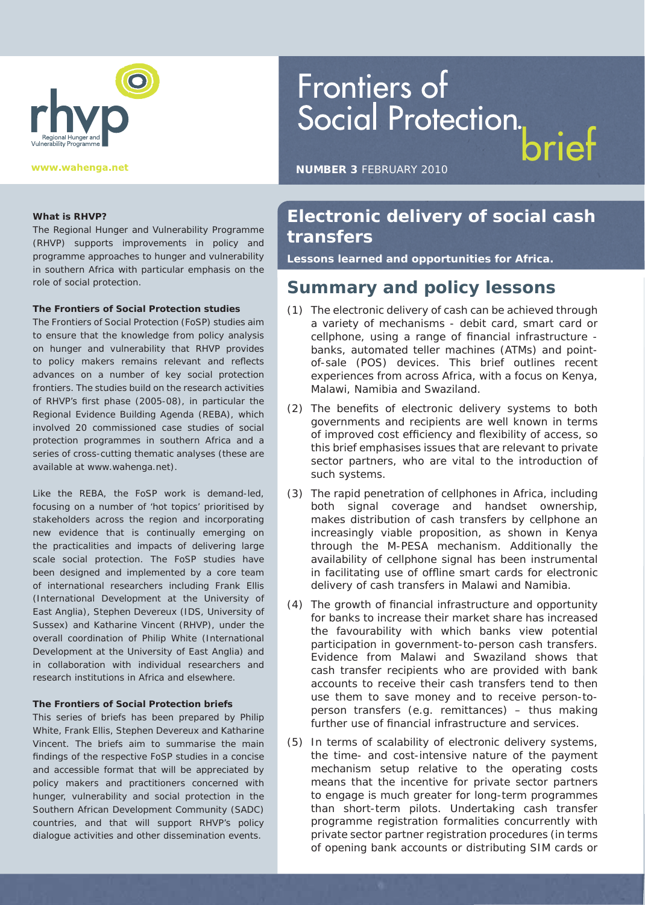rhvp

Regional Hunger and Vulnerability Programme

www.wahenga.net

# Frontiers of Social Protection brief

**NUMBER 3** FEBRUARY 2010

**What is RHVP?**

The Regional Hunger and Vulnerability Programme (RHVP) supports improvements in policy and programme approaches to hunger and vulnerability in southern Africa with particular emphasis on the role of social protection.

**The Frontiers of Social Protection studies**

The Frontiers of Social Protection (FoSP) studies aim to ensure that the knowledge from policy analysis on hunger and vulnerability that RHVP provides to policy makers remains relevant and reflects advances on a number of key social protection frontiers. The studies build on the research activities of RHVP's first phase (2005-08), in particular the Regional Evidence Building Agenda (REBA), which involved 20 commissioned case studies of social protection programmes in southern Africa and a series of cross-cutting thematic analyses (these are available at www.wahenga.net).

Like the REBA, the FoSP work is demand-led, focusing on a number of 'hot topics' prioritised by stakeholders across the region and incorporating new evidence that is continually emerging on the practicalities and impacts of delivering large scale social protection. The FoSP studies have been designed and implemented by a core team of international researchers including Frank Ellis (International Development at the University of East Anglia), Stephen Devereux (IDS, University of Sussex) and Katharine Vincent (RHVP), under the overall coordination of Philip White (International Development at the University of East Anglia) and in collaboration with individual researchers and research institutions in Africa and elsewhere.

**The Frontiers of Social Protection briefs**

This series of briefs has been prepared by Philip White, Frank Ellis, Stephen Devereux and Katharine Vincent. The briefs aim to summarise the main findings of the respective FoSP studies in a concise and accessible format that will be appreciated by policy makers and practitioners concerned with hunger, vulnerability and social protection in the Southern African Development Community (SADC) countries, and that will support RHVP's policy dialogue activities and other dissemination events.

## Electronic delivery of social cash transfers

**Lessons learned and opportunities for Africa.**

## Summary and policy lessons

(1) The electronic delivery of cash can be achieved through a variety of mechanisms - debit card, smart card or cellphone, using a range of financial infrastructure - banks, automated teller machines (ATMs) and point-of-sale (POS) devices. This brief outlines recent experiences from across Africa, with a focus on Kenya, Malawi, Namibia and Swaziland.

(2) The benefits of electronic delivery systems to both governments and recipients are well known in terms of improved cost efficiency and flexibility of access, so this brief emphasises issues that are relevant to private sector partners, who are vital to the introduction of such systems.

(3) The rapid penetration of cellphones in Africa, including both signal coverage and handset ownership, makes distribution of cash transfers by cellphone an increasingly viable proposition, as shown in Kenya through the M-PESA mechanism. Additionally the availability of cellphone signal has been instrumental in facilitating use of offline smart cards for electronic delivery of cash transfers in Malawi and Namibia.

(4) The growth of financial infrastructure and opportunity for banks to increase their market share has increased the favourability with which banks view potential participation in government-to-person cash transfers. Evidence from Malawi and Swaziland shows that cash transfer recipients who are provided with bank accounts to receive their cash transfers tend to then use them to save money and to receive person-to-person transfers (e.g. remittances) – thus making further use of financial infrastructure and services.

(5) In terms of scalability of electronic delivery systems, the time- and cost-intensive nature of the payment mechanism setup relative to the operating costs means that the incentive for private sector partners to engage is much greater for long-term programmes than short-term pilots. Undertaking cash transfer programme registration formalities concurrently with private sector partner registration procedures (in terms of opening bank accounts or distributing SIM cards or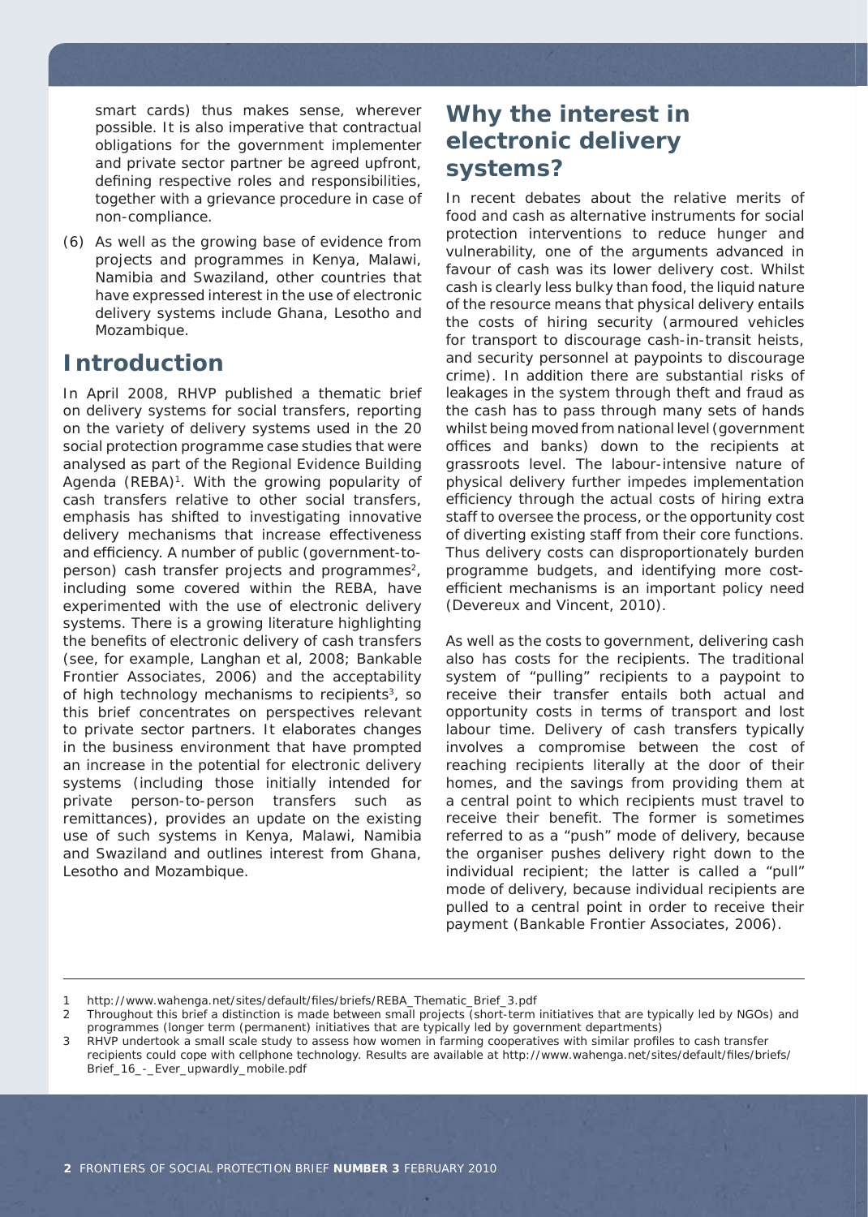smart cards) thus makes sense, wherever possible. It is also imperative that contractual obligations for the government implementer and private sector partner be agreed upfront, defining respective roles and responsibilities, together with a grievance procedure in case of non-compliance.

(6) As well as the growing base of evidence from projects and programmes in Kenya, Malawi, Namibia and Swaziland, other countries that have expressed interest in the use of electronic delivery systems include Ghana, Lesotho and Mozambique.

## Introduction

In April 2008, RHVP published a thematic brief on delivery systems for social transfers, reporting on the variety of delivery systems used in the 20 social protection programme case studies that were analysed as part of the Regional Evidence Building Agenda (REBA)[1]. With the growing popularity of cash transfers relative to other social transfers, emphasis has shifted to investigating innovative delivery mechanisms that increase effectiveness and efficiency. A number of public (government-to-person) cash transfer projects and programmes[2], including some covered within the REBA, have experimented with the use of electronic delivery systems. There is a growing literature highlighting the benefits of electronic delivery of cash transfers (see, for example, Langhan et al, 2008; Bankable Frontier Associates, 2006) and the acceptability of high technology mechanisms to recipients[3], so this brief concentrates on perspectives relevant to private sector partners. It elaborates changes in the business environment that have prompted an increase in the potential for electronic delivery systems (including those initially intended for private person-to-person transfers such as remittances), provides an update on the existing use of such systems in Kenya, Malawi, Namibia and Swaziland and outlines interest from Ghana, Lesotho and Mozambique.

## Why the interest in electronic delivery systems?

In recent debates about the relative merits of food and cash as alternative instruments for social protection interventions to reduce hunger and vulnerability, one of the arguments advanced in favour of cash was its lower delivery cost. Whilst cash is clearly less bulky than food, the liquid nature of the resource means that physical delivery entails the costs of hiring security (armoured vehicles for transport to discourage cash-in-transit heists, and security personnel at paypoints to discourage crime). In addition there are substantial risks of leakages in the system through theft and fraud as the cash has to pass through many sets of hands whilst being moved from national level (government offices and banks) down to the recipients at grassroots level. The labour-intensive nature of physical delivery further impedes implementation efficiency through the actual costs of hiring extra staff to oversee the process, or the opportunity cost of diverting existing staff from their core functions. Thus delivery costs can disproportionately burden programme budgets, and identifying more cost-efficient mechanisms is an important policy need (Devereux and Vincent, 2010).

As well as the costs to government, delivering cash also has costs for the recipients. The traditional system of "pulling" recipients to a paypoint to receive their transfer entails both actual and opportunity costs in terms of transport and lost labour time. Delivery of cash transfers typically involves a compromise between the cost of reaching recipients literally at the door of their homes, and the savings from providing them at a central point to which recipients must travel to receive their benefit. The former is sometimes referred to as a "push" mode of delivery, because the organiser pushes delivery right down to the individual recipient; the latter is called a "pull" mode of delivery, because individual recipients are pulled to a central point in order to receive their payment (Bankable Frontier Associates, 2006).

---

1 http://www.wahenga.net/sites/default/files/briefs/REBA_Thematic_Brief_3.pdf

2 Throughout this brief a distinction is made between small projects (short-term initiatives that are typically led by NGOs) and programmes (longer term (permanent) initiatives that are typically led by government departments)

3 RHVP undertook a small scale study to assess how women in farming cooperatives with similar profiles to cash transfer recipients could cope with cellphone technology. Results are available at http://www.wahenga.net/sites/default/files/briefs/Brief_16_-_Ever_upwardly_mobile.pdf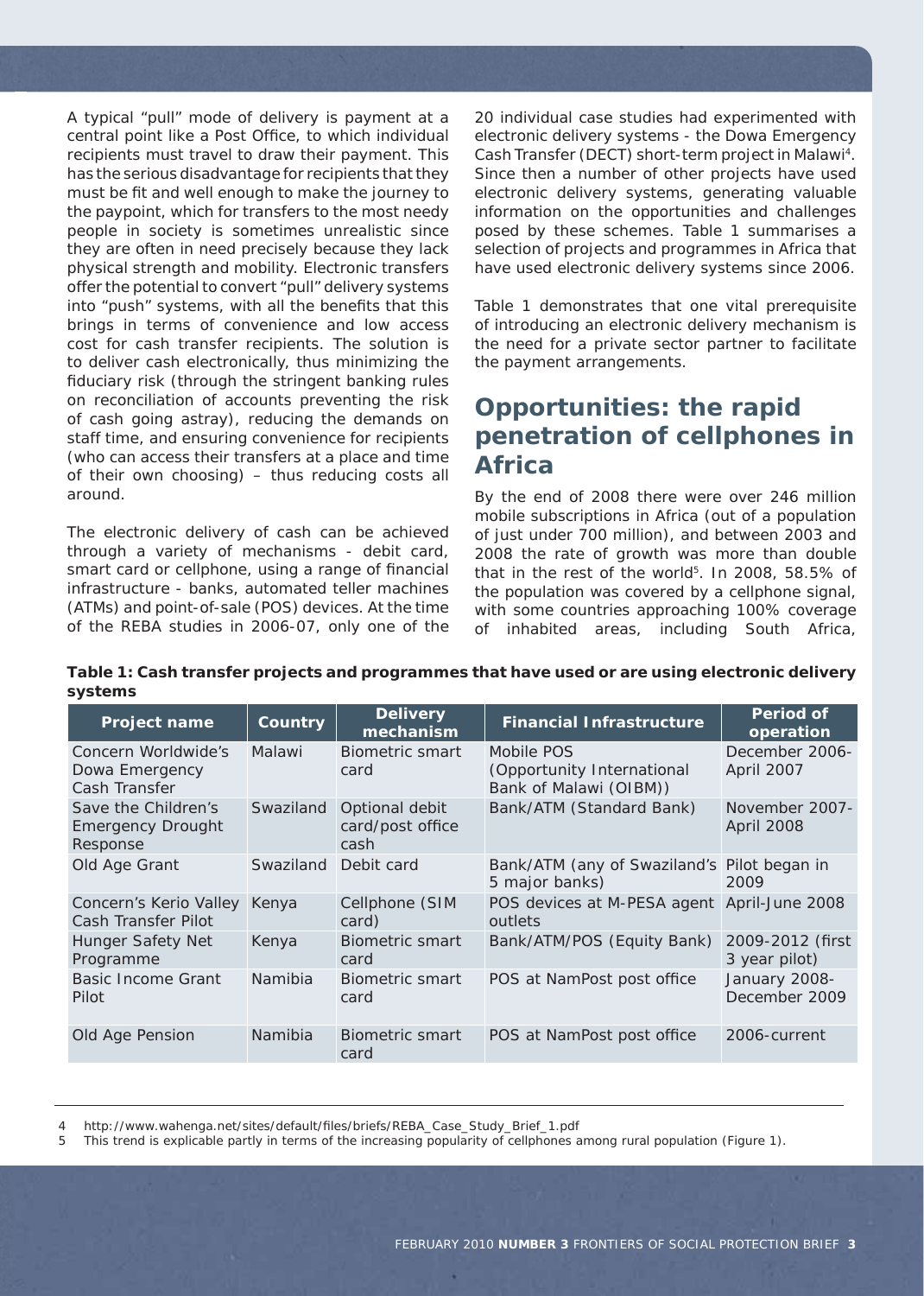A typical "pull" mode of delivery is payment at a central point like a Post Office, to which individual recipients must travel to draw their payment. This has the serious disadvantage for recipients that they must be fit and well enough to make the journey to the paypoint, which for transfers to the most needy people in society is sometimes unrealistic since they are often in need precisely because they lack physical strength and mobility. Electronic transfers offer the potential to convert "pull" delivery systems into "push" systems, with all the benefits that this brings in terms of convenience and low access cost for cash transfer recipients. The solution is to deliver cash electronically, thus minimizing the fiduciary risk (through the stringent banking rules on reconciliation of accounts preventing the risk of cash going astray), reducing the demands on staff time, and ensuring convenience for recipients (who can access their transfers at a place and time of their own choosing) – thus reducing costs all around.

The electronic delivery of cash can be achieved through a variety of mechanisms - debit card, smart card or cellphone, using a range of financial infrastructure - banks, automated teller machines (ATMs) and point-of-sale (POS) devices. At the time of the REBA studies in 2006-07, only one of the 20 individual case studies had experimented with electronic delivery systems - the Dowa Emergency Cash Transfer (DECT) short-term project in Malawi[4]. Since then a number of other projects have used electronic delivery systems, generating valuable information on the opportunities and challenges posed by these schemes. Table 1 summarises a selection of projects and programmes in Africa that have used electronic delivery systems since 2006.

Table 1 demonstrates that one vital prerequisite of introducing an electronic delivery mechanism is the need for a private sector partner to facilitate the payment arrangements.

## Opportunities: the rapid penetration of cellphones in Africa

By the end of 2008 there were over 246 million mobile subscriptions in Africa (out of a population of just under 700 million), and between 2003 and 2008 the rate of growth was more than double that in the rest of the world[5]. In 2008, 58.5% of the population was covered by a cellphone signal, with some countries approaching 100% coverage of inhabited areas, including South Africa,

**Table 1: Cash transfer projects and programmes that have used or are using electronic delivery systems**

| Project name | Country | Delivery mechanism | Financial Infrastructure | Period of operation |
|---|---|---|---|---|
| Concern Worldwide's Dowa Emergency Cash Transfer | Malawi | Biometric smart card | Mobile POS (Opportunity International Bank of Malawi (OIBM)) | December 2006-April 2007 |
| Save the Children's Emergency Drought Response | Swaziland | Optional debit card/post office cash | Bank/ATM (Standard Bank) | November 2007-April 2008 |
| Old Age Grant | Swaziland | Debit card | Bank/ATM (any of Swaziland's 5 major banks) | Pilot began in 2009 |
| Concern's Kerio Valley Cash Transfer Pilot | Kenya | Cellphone (SIM card) | POS devices at M-PESA agent outlets | April-June 2008 |
| Hunger Safety Net Programme | Kenya | Biometric smart card | Bank/ATM/POS (Equity Bank) | 2009-2012 (first 3 year pilot) |
| Basic Income Grant Pilot | Namibia | Biometric smart card | POS at NamPost post office | January 2008-December 2009 |
| Old Age Pension | Namibia | Biometric smart card | POS at NamPost post office | 2006-current |

4 http://www.wahenga.net/sites/default/files/briefs/REBA_Case_Study_Brief_1.pdf

5 This trend is explicable partly in terms of the increasing popularity of cellphones among rural population (Figure 1).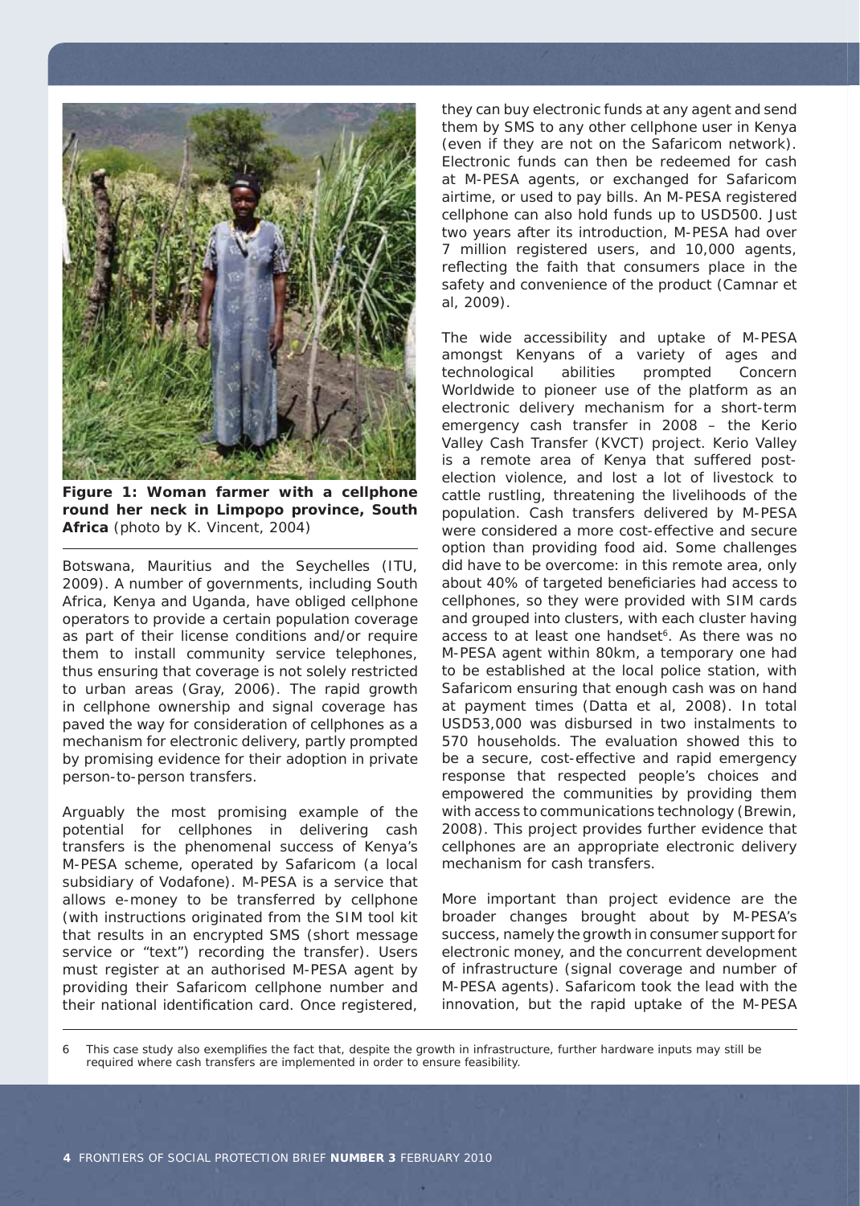**Figure 1: Woman farmer with a cellphone round her neck in Limpopo province, South Africa** (photo by K. Vincent, 2004)

Botswana, Mauritius and the Seychelles (ITU, 2009). A number of governments, including South Africa, Kenya and Uganda, have obliged cellphone operators to provide a certain population coverage as part of their license conditions and/or require them to install community service telephones, thus ensuring that coverage is not solely restricted to urban areas (Gray, 2006). The rapid growth in cellphone ownership and signal coverage has paved the way for consideration of cellphones as a mechanism for electronic delivery, partly prompted by promising evidence for their adoption in private person-to-person transfers.

Arguably the most promising example of the potential for cellphones in delivering cash transfers is the phenomenal success of Kenya's M-PESA scheme, operated by Safaricom (a local subsidiary of Vodafone). M-PESA is a service that allows e-money to be transferred by cellphone (with instructions originated from the SIM tool kit that results in an encrypted SMS (short message service or "text") recording the transfer). Users must register at an authorised M-PESA agent by providing their Safaricom cellphone number and their national identification card. Once registered, they can buy electronic funds at any agent and send them by SMS to any other cellphone user in Kenya (even if they are not on the Safaricom network). Electronic funds can then be redeemed for cash at M-PESA agents, or exchanged for Safaricom airtime, or used to pay bills. An M-PESA registered cellphone can also hold funds up to USD500. Just two years after its introduction, M-PESA had over 7 million registered users, and 10,000 agents, reflecting the faith that consumers place in the safety and convenience of the product (Camnar et al, 2009).

The wide accessibility and uptake of M-PESA amongst Kenyans of a variety of ages and technological abilities prompted Concern Worldwide to pioneer use of the platform as an electronic delivery mechanism for a short-term emergency cash transfer in 2008 – the Kerio Valley Cash Transfer (KVCT) project. Kerio Valley is a remote area of Kenya that suffered post-election violence, and lost a lot of livestock to cattle rustling, threatening the livelihoods of the population. Cash transfers delivered by M-PESA were considered a more cost-effective and secure option than providing food aid. Some challenges did have to be overcome: in this remote area, only about 40% of targeted beneficiaries had access to cellphones, so they were provided with SIM cards and grouped into clusters, with each cluster having access to at least one handset[6]. As there was no M-PESA agent within 80km, a temporary one had to be established at the local police station, with Safaricom ensuring that enough cash was on hand at payment times (Datta et al, 2008). In total USD53,000 was disbursed in two instalments to 570 households. The evaluation showed this to be a secure, cost-effective and rapid emergency response that respected people's choices and empowered the communities by providing them with access to communications technology (Brewin, 2008). This project provides further evidence that cellphones are an appropriate electronic delivery mechanism for cash transfers.

More important than project evidence are the broader changes brought about by M-PESA's success, namely the growth in consumer support for electronic money, and the concurrent development of infrastructure (signal coverage and number of M-PESA agents). Safaricom took the lead with the innovation, but the rapid uptake of the M-PESA

6 This case study also exemplifies the fact that, despite the growth in infrastructure, further hardware inputs may still be required where cash transfers are implemented in order to ensure feasibility.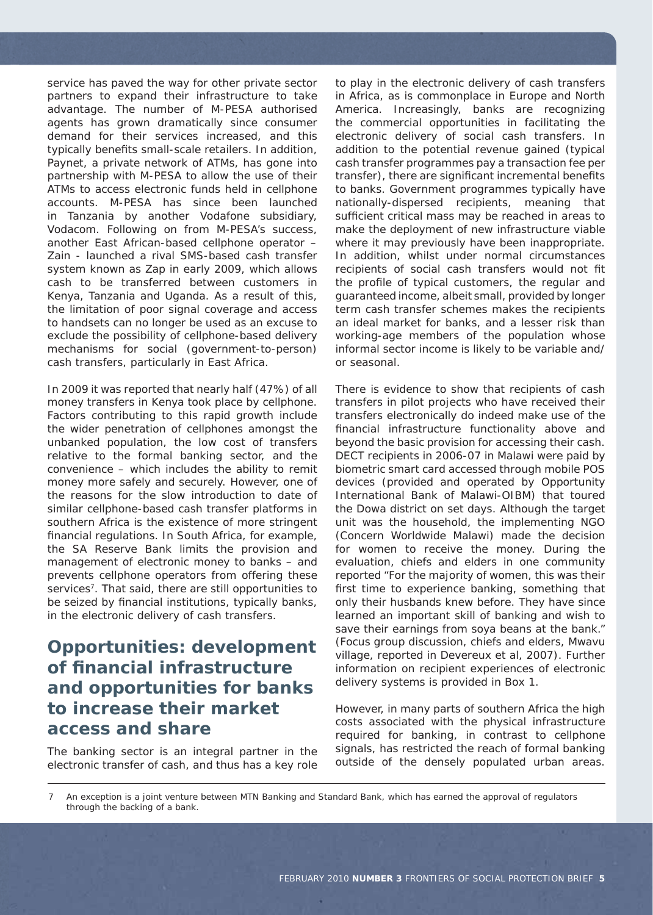service has paved the way for other private sector partners to expand their infrastructure to take advantage. The number of M-PESA authorised agents has grown dramatically since consumer demand for their services increased, and this typically benefits small-scale retailers. In addition, Paynet, a private network of ATMs, has gone into partnership with M-PESA to allow the use of their ATMs to access electronic funds held in cellphone accounts. M-PESA has since been launched in Tanzania by another Vodafone subsidiary, Vodacom. Following on from M-PESA's success, another East African-based cellphone operator – Zain - launched a rival SMS-based cash transfer system known as Zap in early 2009, which allows cash to be transferred between customers in Kenya, Tanzania and Uganda. As a result of this, the limitation of poor signal coverage and access to handsets can no longer be used as an excuse to exclude the possibility of cellphone-based delivery mechanisms for social (government-to-person) cash transfers, particularly in East Africa.

In 2009 it was reported that nearly half (47%) of all money transfers in Kenya took place by cellphone. Factors contributing to this rapid growth include the wider penetration of cellphones amongst the unbanked population, the low cost of transfers relative to the formal banking sector, and the convenience – which includes the ability to remit money more safely and securely. However, one of the reasons for the slow introduction to date of similar cellphone-based cash transfer platforms in southern Africa is the existence of more stringent financial regulations. In South Africa, for example, the SA Reserve Bank limits the provision and management of electronic money to banks – and prevents cellphone operators from offering these services[7]. That said, there are still opportunities to be seized by financial institutions, typically banks, in the electronic delivery of cash transfers.

## Opportunities: development of financial infrastructure and opportunities for banks to increase their market access and share

The banking sector is an integral partner in the electronic transfer of cash, and thus has a key role to play in the electronic delivery of cash transfers in Africa, as is commonplace in Europe and North America. Increasingly, banks are recognizing the commercial opportunities in facilitating the electronic delivery of social cash transfers. In addition to the potential revenue gained (typical cash transfer programmes pay a transaction fee per transfer), there are significant incremental benefits to banks. Government programmes typically have nationally-dispersed recipients, meaning that sufficient critical mass may be reached in areas to make the deployment of new infrastructure viable where it may previously have been inappropriate. In addition, whilst under normal circumstances recipients of social cash transfers would not fit the profile of typical customers, the regular and guaranteed income, albeit small, provided by longer term cash transfer schemes makes the recipients an ideal market for banks, and a lesser risk than working-age members of the population whose informal sector income is likely to be variable and/or seasonal.

There is evidence to show that recipients of cash transfers in pilot projects who have received their transfers electronically do indeed make use of the financial infrastructure functionality above and beyond the basic provision for accessing their cash. DECT recipients in 2006-07 in Malawi were paid by biometric smart card accessed through mobile POS devices (provided and operated by Opportunity International Bank of Malawi-OIBM) that toured the Dowa district on set days. Although the target unit was the household, the implementing NGO (Concern Worldwide Malawi) made the decision for women to receive the money. During the evaluation, chiefs and elders in one community reported "For the majority of women, this was their first time to experience banking, something that only their husbands knew before. They have since learned an important skill of banking and wish to save their earnings from soya beans at the bank." (Focus group discussion, chiefs and elders, Mwavu village, reported in Devereux et al, 2007). Further information on recipient experiences of electronic delivery systems is provided in Box 1.

However, in many parts of southern Africa the high costs associated with the physical infrastructure required for banking, in contrast to cellphone signals, has restricted the reach of formal banking outside of the densely populated urban areas.

7 An exception is a joint venture between MTN Banking and Standard Bank, which has earned the approval of regulators through the backing of a bank.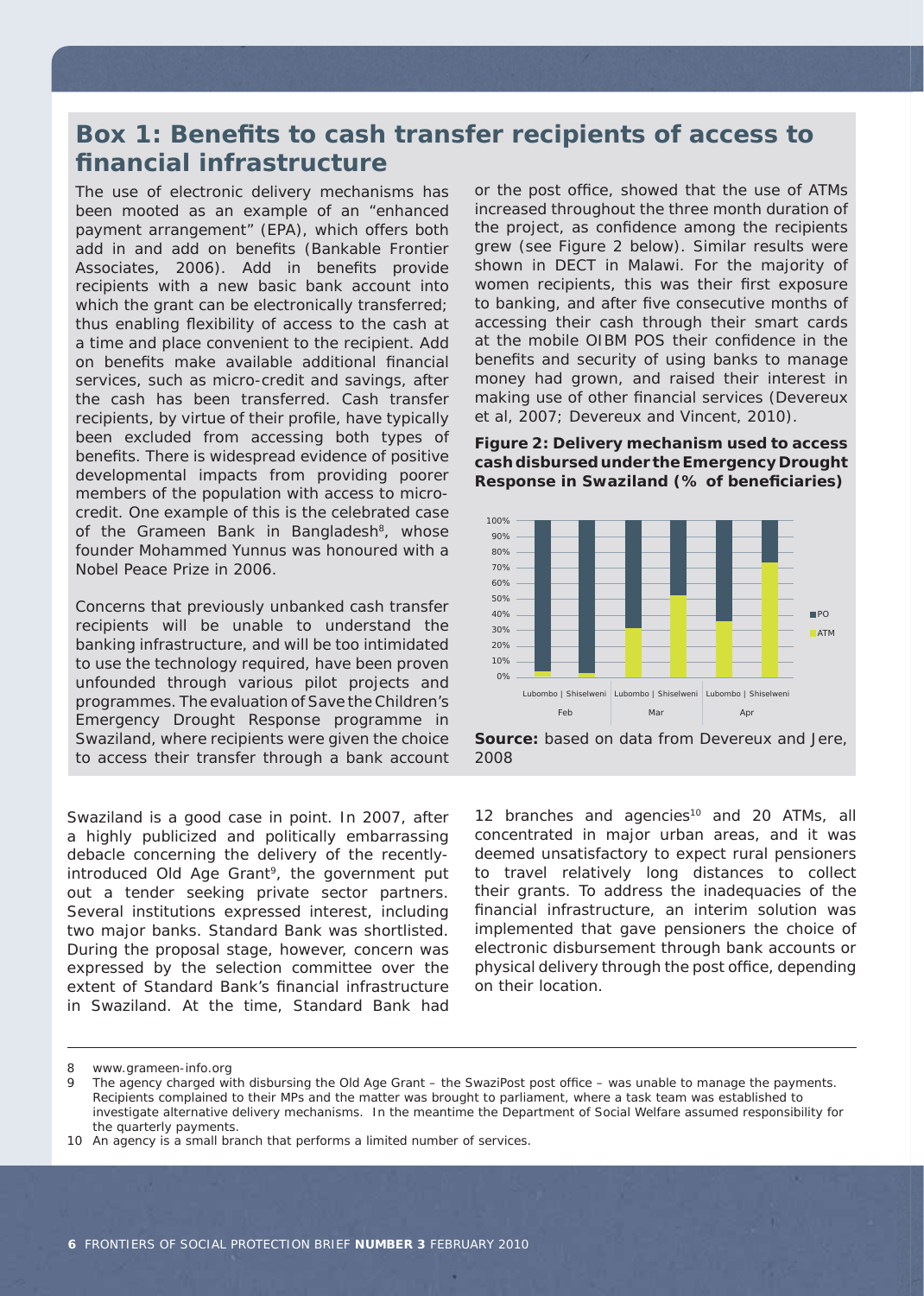## Box 1: Benefits to cash transfer recipients of access to financial infrastructure

The use of electronic delivery mechanisms has been mooted as an example of an "enhanced payment arrangement" (EPA), which offers both add in and add on benefits (Bankable Frontier Associates, 2006). Add in benefits provide recipients with a new basic bank account into which the grant can be electronically transferred; thus enabling flexibility of access to the cash at a time and place convenient to the recipient. Add on benefits make available additional financial services, such as micro-credit and savings, after the cash has been transferred. Cash transfer recipients, by virtue of their profile, have typically been excluded from accessing both types of benefits. There is widespread evidence of positive developmental impacts from providing poorer members of the population with access to micro-credit. One example of this is the celebrated case of the Grameen Bank in Bangladesh[8], whose founder Mohammed Yunnus was honoured with a Nobel Peace Prize in 2006.

Concerns that previously unbanked cash transfer recipients will be unable to understand the banking infrastructure, and will be too intimidated to use the technology required, have been proven unfounded through various pilot projects and programmes. The evaluation of Save the Children's Emergency Drought Response programme in Swaziland, where recipients were given the choice to access their transfer through a bank account or the post office, showed that the use of ATMs increased throughout the three month duration of the project, as confidence among the recipients grew (see Figure 2 below). Similar results were shown in DECT in Malawi. For the majority of women recipients, this was their first exposure to banking, and after five consecutive months of accessing their cash through their smart cards at the mobile OIBM POS their confidence in the benefits and security of using banks to manage money had grown, and raised their interest in making use of other financial services (Devereux et al, 2007; Devereux and Vincent, 2010).

**Figure 2: Delivery mechanism used to access cash disbursed under the Emergency Drought Response in Swaziland (% of beneficiaries)**

**Source:** based on data from Devereux and Jere, 2008

Swaziland is a good case in point. In 2007, after a highly publicized and politically embarrassing debacle concerning the delivery of the recently-introduced Old Age Grant[9], the government put out a tender seeking private sector partners. Several institutions expressed interest, including two major banks. Standard Bank was shortlisted. During the proposal stage, however, concern was expressed by the selection committee over the extent of Standard Bank's financial infrastructure in Swaziland. At the time, Standard Bank had 12 branches and agencies[10] and 20 ATMs, all concentrated in major urban areas, and it was deemed unsatisfactory to expect rural pensioners to travel relatively long distances to collect their grants. To address the inadequacies of the financial infrastructure, an interim solution was implemented that gave pensioners the choice of electronic disbursement through bank accounts or physical delivery through the post office, depending on their location.

---

8 www.grameen-info.org

9 The agency charged with disbursing the Old Age Grant – the SwaziPost post office – was unable to manage the payments. Recipients complained to their MPs and the matter was brought to parliament, where a task team was established to investigate alternative delivery mechanisms. In the meantime the Department of Social Welfare assumed responsibility for the quarterly payments.

10 An agency is a small branch that performs a limited number of services.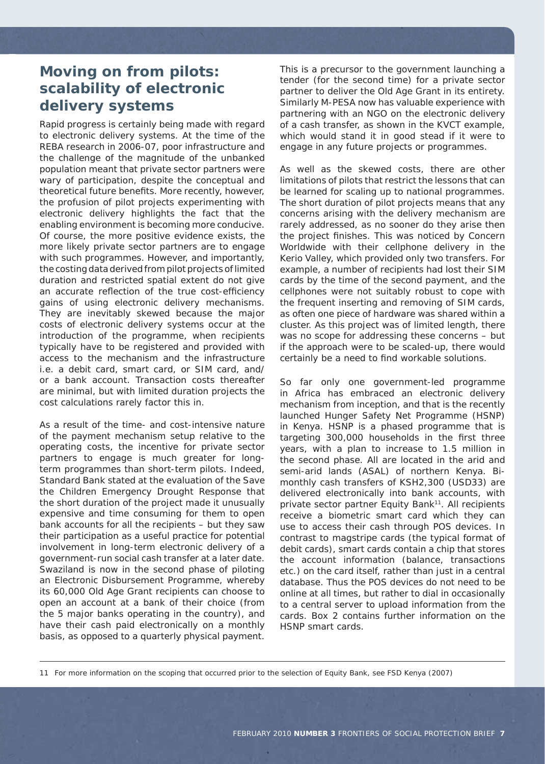## Moving on from pilots: scalability of electronic delivery systems

Rapid progress is certainly being made with regard to electronic delivery systems. At the time of the REBA research in 2006-07, poor infrastructure and the challenge of the magnitude of the unbanked population meant that private sector partners were wary of participation, despite the conceptual and theoretical future benefits. More recently, however, the profusion of pilot projects experimenting with electronic delivery highlights the fact that the enabling environment is becoming more conducive. Of course, the more positive evidence exists, the more likely private sector partners are to engage with such programmes. However, and importantly, the costing data derived from pilot projects of limited duration and restricted spatial extent do not give an accurate reflection of the true cost-efficiency gains of using electronic delivery mechanisms. They are inevitably skewed because the major costs of electronic delivery systems occur at the introduction of the programme, when recipients typically have to be registered and provided with access to the mechanism and the infrastructure i.e. a debit card, smart card, or SIM card, and/or a bank account. Transaction costs thereafter are minimal, but with limited duration projects the cost calculations rarely factor this in.

As a result of the time- and cost-intensive nature of the payment mechanism setup relative to the operating costs, the incentive for private sector partners to engage is much greater for long-term programmes than short-term pilots. Indeed, Standard Bank stated at the evaluation of the Save the Children Emergency Drought Response that the short duration of the project made it unusually expensive and time consuming for them to open bank accounts for all the recipients – but they saw their participation as a useful practice for potential involvement in long-term electronic delivery of a government-run social cash transfer at a later date. Swaziland is now in the second phase of piloting an Electronic Disbursement Programme, whereby its 60,000 Old Age Grant recipients can choose to open an account at a bank of their choice (from the 5 major banks operating in the country), and have their cash paid electronically on a monthly basis, as opposed to a quarterly physical payment. This is a precursor to the government launching a tender (for the second time) for a private sector partner to deliver the Old Age Grant in its entirety. Similarly M-PESA now has valuable experience with partnering with an NGO on the electronic delivery of a cash transfer, as shown in the KVCT example, which would stand it in good stead if it were to engage in any future projects or programmes.

As well as the skewed costs, there are other limitations of pilots that restrict the lessons that can be learned for scaling up to national programmes. The short duration of pilot projects means that any concerns arising with the delivery mechanism are rarely addressed, as no sooner do they arise then the project finishes. This was noticed by Concern Worldwide with their cellphone delivery in the Kerio Valley, which provided only two transfers. For example, a number of recipients had lost their SIM cards by the time of the second payment, and the cellphones were not suitably robust to cope with the frequent inserting and removing of SIM cards, as often one piece of hardware was shared within a cluster. As this project was of limited length, there was no scope for addressing these concerns – but if the approach were to be scaled-up, there would certainly be a need to find workable solutions.

So far only one government-led programme in Africa has embraced an electronic delivery mechanism from inception, and that is the recently launched Hunger Safety Net Programme (HSNP) in Kenya. HSNP is a phased programme that is targeting 300,000 households in the first three years, with a plan to increase to 1.5 million in the second phase. All are located in the arid and semi-arid lands (ASAL) of northern Kenya. Bi-monthly cash transfers of KSH2,300 (USD33) are delivered electronically into bank accounts, with private sector partner Equity Bank[11]. All recipients receive a biometric smart card which they can use to access their cash through POS devices. In contrast to magstripe cards (the typical format of debit cards), smart cards contain a chip that stores the account information (balance, transactions etc.) on the card itself, rather than just in a central database. Thus the POS devices do not need to be online at all times, but rather to dial in occasionally to a central server to upload information from the cards. Box 2 contains further information on the HSNP smart cards.

---

11 For more information on the scoping that occurred prior to the selection of Equity Bank, see FSD Kenya (2007)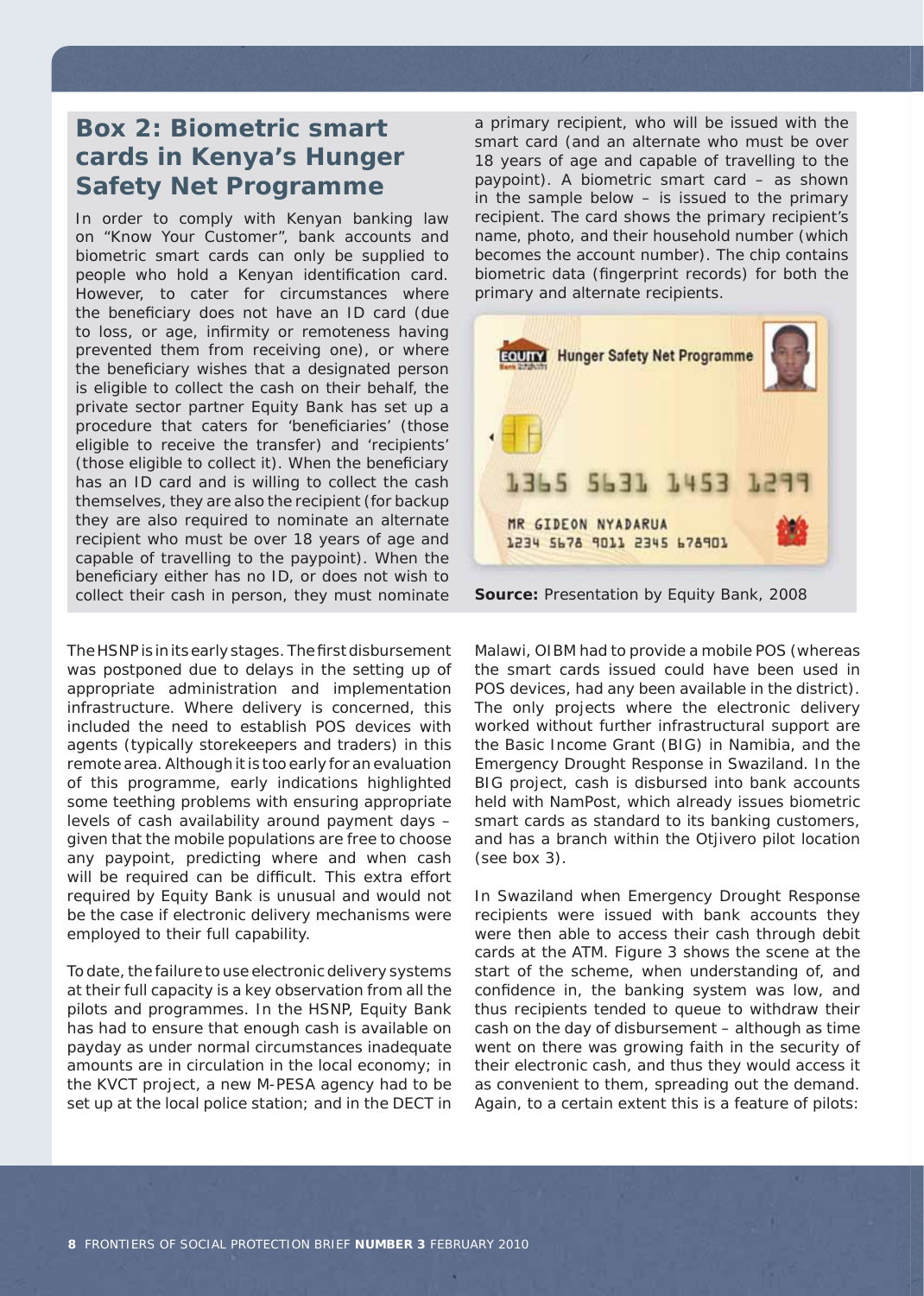## Box 2: Biometric smart cards in Kenya's Hunger Safety Net Programme

In order to comply with Kenyan banking law on "Know Your Customer", bank accounts and biometric smart cards can only be supplied to people who hold a Kenyan identification card. However, to cater for circumstances where the beneficiary does not have an ID card (due to loss, or age, infirmity or remoteness having prevented them from receiving one), or where the beneficiary wishes that a designated person is eligible to collect the cash on their behalf, the private sector partner Equity Bank has set up a procedure that caters for 'beneficiaries' (those eligible to receive the transfer) and 'recipients' (those eligible to collect it). When the beneficiary has an ID card and is willing to collect the cash themselves, they are also the recipient (for backup they are also required to nominate an alternate recipient who must be over 18 years of age and capable of travelling to the paypoint). When the beneficiary either has no ID, or does not wish to collect their cash in person, they must nominate a primary recipient, who will be issued with the smart card (and an alternate who must be over 18 years of age and capable of travelling to the paypoint). A biometric smart card – as shown in the sample below – is issued to the primary recipient. The card shows the primary recipient's name, photo, and their household number (which becomes the account number). The chip contains biometric data (fingerprint records) for both the primary and alternate recipients.

**Source:** Presentation by Equity Bank, 2008

The HSNP is in its early stages. The first disbursement was postponed due to delays in the setting up of appropriate administration and implementation infrastructure. Where delivery is concerned, this included the need to establish POS devices with agents (typically storekeepers and traders) in this remote area. Although it is too early for an evaluation of this programme, early indications highlighted some teething problems with ensuring appropriate levels of cash availability around payment days – given that the mobile populations are free to choose any paypoint, predicting where and when cash will be required can be difficult. This extra effort required by Equity Bank is unusual and would not be the case if electronic delivery mechanisms were employed to their full capability.

To date, the failure to use electronic delivery systems at their full capacity is a key observation from all the pilots and programmes. In the HSNP, Equity Bank has had to ensure that enough cash is available on payday as under normal circumstances inadequate amounts are in circulation in the local economy; in the KVCT project, a new M-PESA agency had to be set up at the local police station; and in the DECT in Malawi, OIBM had to provide a mobile POS (whereas the smart cards issued could have been used in POS devices, had any been available in the district). The only projects where the electronic delivery worked without further infrastructural support are the Basic Income Grant (BIG) in Namibia, and the Emergency Drought Response in Swaziland. In the BIG project, cash is disbursed into bank accounts held with NamPost, which already issues biometric smart cards as standard to its banking customers, and has a branch within the Otjivero pilot location (see box 3).

In Swaziland when Emergency Drought Response recipients were issued with bank accounts they were then able to access their cash through debit cards at the ATM. Figure 3 shows the scene at the start of the scheme, when understanding of, and confidence in, the banking system was low, and thus recipients tended to queue to withdraw their cash on the day of disbursement – although as time went on there was growing faith in the security of their electronic cash, and thus they would access it as convenient to them, spreading out the demand. Again, to a certain extent this is a feature of pilots: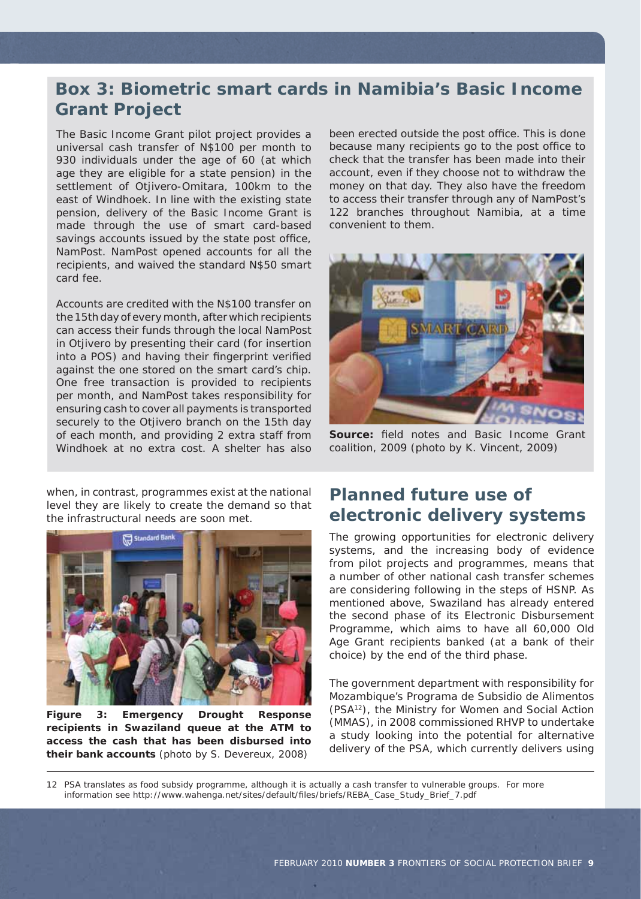## Box 3: Biometric smart cards in Namibia's Basic Income Grant Project

The Basic Income Grant pilot project provides a universal cash transfer of N$100 per month to 930 individuals under the age of 60 (at which age they are eligible for a state pension) in the settlement of Otjivero-Omitara, 100km to the east of Windhoek. In line with the existing state pension, delivery of the Basic Income Grant is made through the use of smart card-based savings accounts issued by the state post office, NamPost. NamPost opened accounts for all the recipients, and waived the standard N$50 smart card fee.

Accounts are credited with the N$100 transfer on the 15th day of every month, after which recipients can access their funds through the local NamPost in Otjivero by presenting their card (for insertion into a POS) and having their fingerprint verified against the one stored on the smart card's chip. One free transaction is provided to recipients per month, and NamPost takes responsibility for ensuring cash to cover all payments is transported securely to the Otjivero branch on the 15th day of each month, and providing 2 extra staff from Windhoek at no extra cost. A shelter has also been erected outside the post office. This is done because many recipients go to the post office to check that the transfer has been made into their account, even if they choose not to withdraw the money on that day. They also have the freedom to access their transfer through any of NamPost's 122 branches throughout Namibia, at a time convenient to them.

**Source:** field notes and Basic Income Grant coalition, 2009 (photo by K. Vincent, 2009)

when, in contrast, programmes exist at the national level they are likely to create the demand so that the infrastructural needs are soon met.

**Figure 3: Emergency Drought Response recipients in Swaziland queue at the ATM to access the cash that has been disbursed into their bank accounts** (photo by S. Devereux, 2008)

## Planned future use of electronic delivery systems

The growing opportunities for electronic delivery systems, and the increasing body of evidence from pilot projects and programmes, means that a number of other national cash transfer schemes are considering following in the steps of HSNP. As mentioned above, Swaziland has already entered the second phase of its Electronic Disbursement Programme, which aims to have all 60,000 Old Age Grant recipients banked (at a bank of their choice) by the end of the third phase.

The government department with responsibility for Mozambique's Programa de Subsidio de Alimentos (PSA[12]), the Ministry for Women and Social Action (MMAS), in 2008 commissioned RHVP to undertake a study looking into the potential for alternative delivery of the PSA, which currently delivers using

---

12 PSA translates as food subsidy programme, although it is actually a cash transfer to vulnerable groups. For more information see http://www.wahenga.net/sites/default/files/briefs/REBA_Case_Study_Brief_7.pdf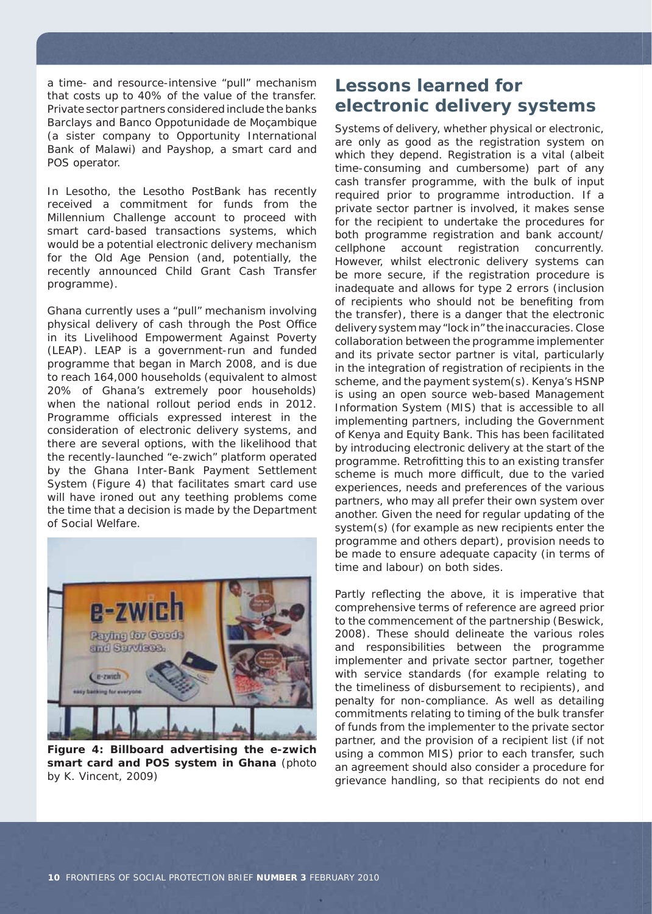a time- and resource-intensive "pull" mechanism that costs up to 40% of the value of the transfer. Private sector partners considered include the banks Barclays and Banco Oppotunidade de Moçambique (a sister company to Opportunity International Bank of Malawi) and Payshop, a smart card and POS operator.

In Lesotho, the Lesotho PostBank has recently received a commitment for funds from the Millennium Challenge account to proceed with smart card-based transactions systems, which would be a potential electronic delivery mechanism for the Old Age Pension (and, potentially, the recently announced Child Grant Cash Transfer programme).

Ghana currently uses a "pull" mechanism involving physical delivery of cash through the Post Office in its Livelihood Empowerment Against Poverty (LEAP). LEAP is a government-run and funded programme that began in March 2008, and is due to reach 164,000 households (equivalent to almost 20% of Ghana's extremely poor households) when the national rollout period ends in 2012. Programme officials expressed interest in the consideration of electronic delivery systems, and there are several options, with the likelihood that the recently-launched "e-zwich" platform operated by the Ghana Inter-Bank Payment Settlement System (Figure 4) that facilitates smart card use will have ironed out any teething problems come the time that a decision is made by the Department of Social Welfare.

**Figure 4: Billboard advertising the e-zwich smart card and POS system in Ghana** (photo by K. Vincent, 2009)

## Lessons learned for electronic delivery systems

Systems of delivery, whether physical or electronic, are only as good as the registration system on which they depend. Registration is a vital (albeit time-consuming and cumbersome) part of any cash transfer programme, with the bulk of input required prior to programme introduction. If a private sector partner is involved, it makes sense for the recipient to undertake the procedures for both programme registration and bank account/cellphone account registration concurrently. However, whilst electronic delivery systems can be more secure, if the registration procedure is inadequate and allows for type 2 errors (inclusion of recipients who should not be benefiting from the transfer), there is a danger that the electronic delivery system may "lock in" the inaccuracies. Close collaboration between the programme implementer and its private sector partner is vital, particularly in the integration of registration of recipients in the scheme, and the payment system(s). Kenya's HSNP is using an open source web-based Management Information System (MIS) that is accessible to all implementing partners, including the Government of Kenya and Equity Bank. This has been facilitated by introducing electronic delivery at the start of the programme. Retrofitting this to an existing transfer scheme is much more difficult, due to the varied experiences, needs and preferences of the various partners, who may all prefer their own system over another. Given the need for regular updating of the system(s) (for example as new recipients enter the programme and others depart), provision needs to be made to ensure adequate capacity (in terms of time and labour) on both sides.

Partly reflecting the above, it is imperative that comprehensive terms of reference are agreed prior to the commencement of the partnership (Beswick, 2008). These should delineate the various roles and responsibilities between the programme implementer and private sector partner, together with service standards (for example relating to the timeliness of disbursement to recipients), and penalty for non-compliance. As well as detailing commitments relating to timing of the bulk transfer of funds from the implementer to the private sector partner, and the provision of a recipient list (if not using a common MIS) prior to each transfer, such an agreement should also consider a procedure for grievance handling, so that recipients do not end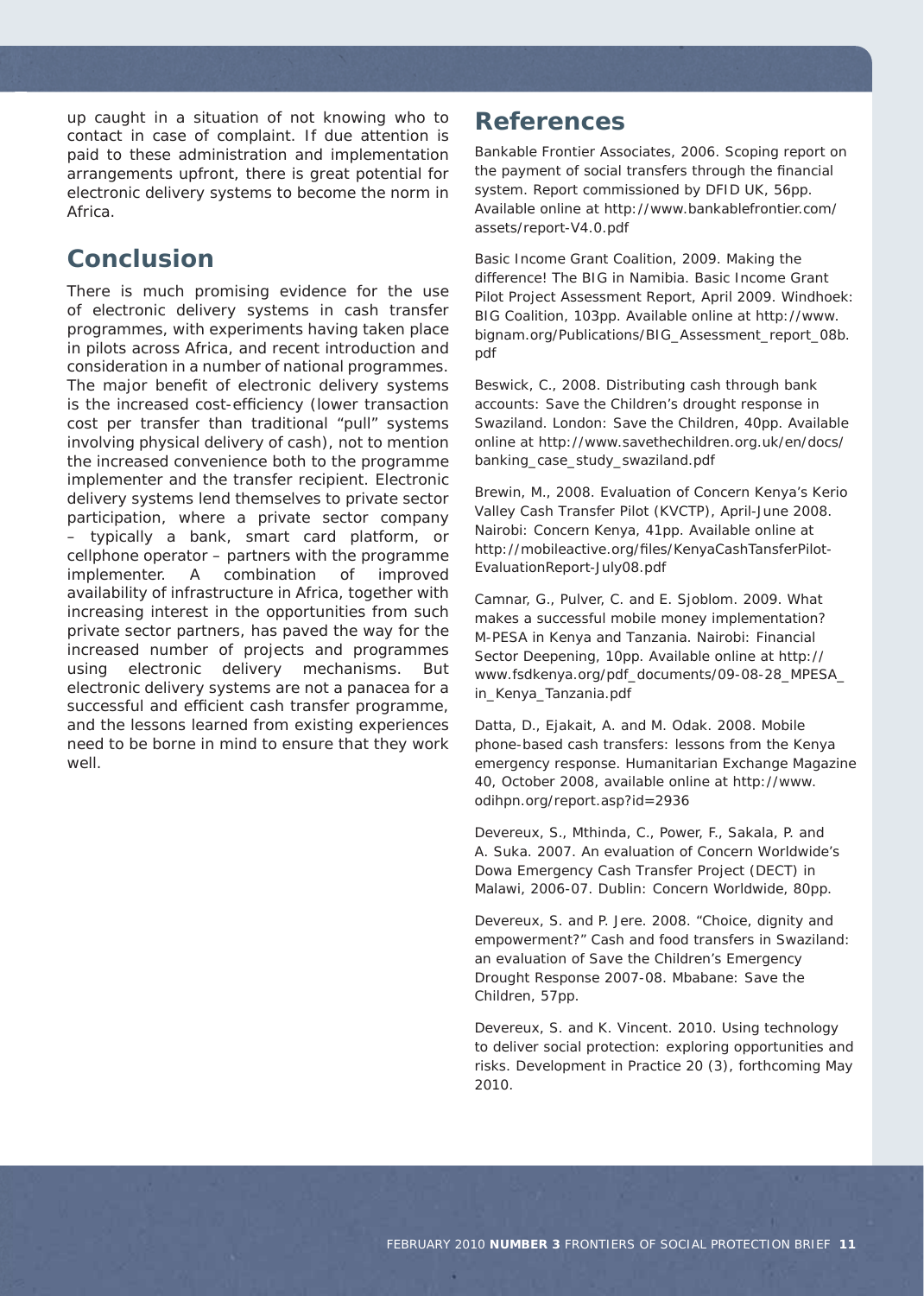up caught in a situation of not knowing who to contact in case of complaint. If due attention is paid to these administration and implementation arrangements upfront, there is great potential for electronic delivery systems to become the norm in Africa.

## Conclusion

There is much promising evidence for the use of electronic delivery systems in cash transfer programmes, with experiments having taken place in pilots across Africa, and recent introduction and consideration in a number of national programmes. The major benefit of electronic delivery systems is the increased cost-efficiency (lower transaction cost per transfer than traditional "pull" systems involving physical delivery of cash), not to mention the increased convenience both to the programme implementer and the transfer recipient. Electronic delivery systems lend themselves to private sector participation, where a private sector company – typically a bank, smart card platform, or cellphone operator – partners with the programme implementer. A combination of improved availability of infrastructure in Africa, together with increasing interest in the opportunities from such private sector partners, has paved the way for the increased number of projects and programmes using electronic delivery mechanisms. But electronic delivery systems are not a panacea for a successful and efficient cash transfer programme, and the lessons learned from existing experiences need to be borne in mind to ensure that they work well.

## References

Bankable Frontier Associates, 2006. Scoping report on the payment of social transfers through the financial system. Report commissioned by DFID UK, 56pp. Available online at http://www.bankablefrontier.com/assets/report-V4.0.pdf

Basic Income Grant Coalition, 2009. Making the difference! The BIG in Namibia. Basic Income Grant Pilot Project Assessment Report, April 2009. Windhoek: BIG Coalition, 103pp. Available online at http://www.bignam.org/Publications/BIG_Assessment_report_08b.pdf

Beswick, C., 2008. Distributing cash through bank accounts: Save the Children's drought response in Swaziland. London: Save the Children, 40pp. Available online at http://www.savethechildren.org.uk/en/docs/banking_case_study_swaziland.pdf

Brewin, M., 2008. Evaluation of Concern Kenya's Kerio Valley Cash Transfer Pilot (KVCTP), April-June 2008. Nairobi: Concern Kenya, 41pp. Available online at http://mobileactive.org/files/KenyaCashTansferPilot-EvaluationReport-July08.pdf

Camnar, G., Pulver, C. and E. Sjoblom. 2009. What makes a successful mobile money implementation? M-PESA in Kenya and Tanzania. Nairobi: Financial Sector Deepening, 10pp. Available online at http://www.fsdkenya.org/pdf_documents/09-08-28_MPESA_in_Kenya_Tanzania.pdf

Datta, D., Ejakait, A. and M. Odak. 2008. Mobile phone-based cash transfers: lessons from the Kenya emergency response. Humanitarian Exchange Magazine 40, October 2008, available online at http://www.odihpn.org/report.asp?id=2936

Devereux, S., Mthinda, C., Power, F., Sakala, P. and A. Suka. 2007. An evaluation of Concern Worldwide's Dowa Emergency Cash Transfer Project (DECT) in Malawi, 2006-07. Dublin: Concern Worldwide, 80pp.

Devereux, S. and P. Jere. 2008. "Choice, dignity and empowerment?" Cash and food transfers in Swaziland: an evaluation of Save the Children's Emergency Drought Response 2007-08. Mbabane: Save the Children, 57pp.

Devereux, S. and K. Vincent. 2010. Using technology to deliver social protection: exploring opportunities and risks. Development in Practice 20 (3), forthcoming May 2010.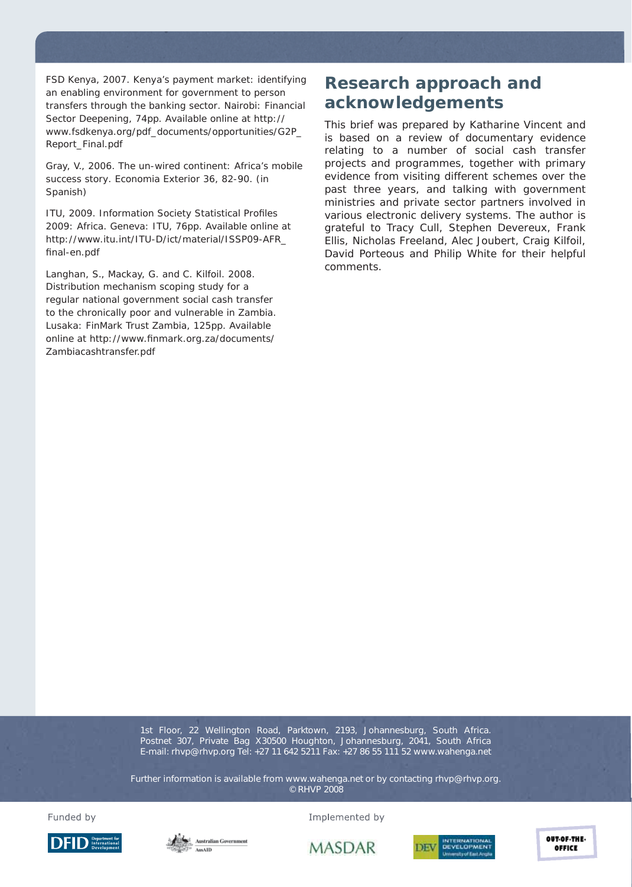FSD Kenya, 2007. Kenya's payment market: identifying an enabling environment for government to person transfers through the banking sector. Nairobi: Financial Sector Deepening, 74pp. Available online at http://www.fsdkenya.org/pdf_documents/opportunities/G2P_Report_Final.pdf

Gray, V., 2006. The un-wired continent: Africa's mobile success story. Economia Exterior 36, 82-90. (in Spanish)

ITU, 2009. Information Society Statistical Profiles 2009: Africa. Geneva: ITU, 76pp. Available online at http://www.itu.int/ITU-D/ict/material/ISSP09-AFR_final-en.pdf

Langhan, S., Mackay, G. and C. Kilfoil. 2008. Distribution mechanism scoping study for a regular national government social cash transfer to the chronically poor and vulnerable in Zambia. Lusaka: FinMark Trust Zambia, 125pp. Available online at http://www.finmark.org.za/documents/Zambiacashtransfer.pdf

## Research approach and acknowledgements

This brief was prepared by Katharine Vincent and is based on a review of documentary evidence relating to a number of social cash transfer projects and programmes, together with primary evidence from visiting different schemes over the past three years, and talking with government ministries and private sector partners involved in various electronic delivery systems. The author is grateful to Tracy Cull, Stephen Devereux, Frank Ellis, Nicholas Freeland, Alec Joubert, Craig Kilfoil, David Porteous and Philip White for their helpful comments.

1st Floor, 22 Wellington Road, Parktown, 2193, Johannesburg, South Africa.
Postnet 307, Private Bag X30500 Houghton, Johannesburg, 2041, South Africa
E-mail: rhvp@rhvp.org Tel: +27 11 642 5211 Fax: +27 86 55 111 52 www.wahenga.net

Further information is available from www.wahenga.net or by contacting rhvp@rhvp.org.
© RHVP 2008

Funded by

DFID Department for International Development

Australian Government AusAID

Implemented by

MASDAR

DEV International Development University of East Anglia

OUT-OF-THE-OFFICE